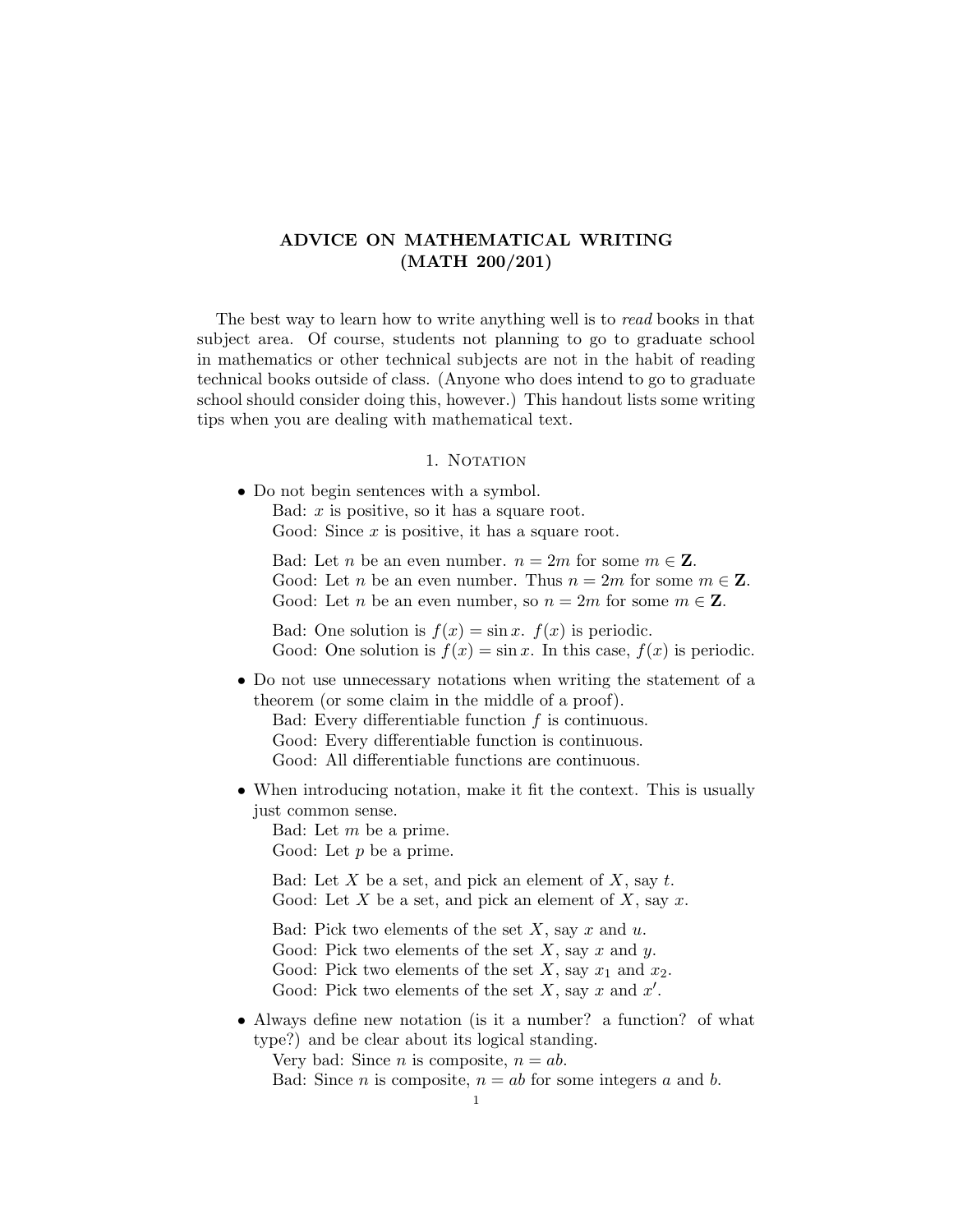# ADVICE ON MATHEMATICAL WRITING (MATH 200/201)

The best way to learn how to write anything well is to *read* books in that subject area. Of course, students not planning to go to graduate school in mathematics or other technical subjects are not in the habit of reading technical books outside of class. (Anyone who does intend to go to graduate school should consider doing this, however.) This handout lists some writing tips when you are dealing with mathematical text.

## 1. Notation

- Do not begin sentences with a symbol.
  
  Bad: $x$ is positive, so it has a square root.
  
  Good: Since $x$ is positive, it has a square root.

  Bad: Let $n$ be an even number. $n = 2m$ for some $m \in \mathbf{Z}$.
  
  Good: Let $n$ be an even number. Thus $n = 2m$ for some $m \in \mathbf{Z}$.
  
  Good: Let $n$ be an even number, so $n = 2m$ for some $m \in \mathbf{Z}$.

  Bad: One solution is $f(x) = \sin x$. $f(x)$ is periodic.
  
  Good: One solution is $f(x) = \sin x$. In this case, $f(x)$ is periodic.

- Do not use unnecessary notations when writing the statement of a theorem (or some claim in the middle of a proof).
  
  Bad: Every differentiable function $f$ is continuous.
  
  Good: Every differentiable function is continuous.
  
  Good: All differentiable functions are continuous.

- When introducing notation, make it fit the context. This is usually just common sense.
  
  Bad: Let $m$ be a prime.
  
  Good: Let $p$ be a prime.

  Bad: Let $X$ be a set, and pick an element of $X$, say $t$.
  
  Good: Let $X$ be a set, and pick an element of $X$, say $x$.

  Bad: Pick two elements of the set $X$, say $x$ and $u$.
  
  Good: Pick two elements of the set $X$, say $x$ and $y$.
  
  Good: Pick two elements of the set $X$, say $x_1$ and $x_2$.
  
  Good: Pick two elements of the set $X$, say $x$ and $x'$.

- Always define new notation (is it a number? a function? of what type?) and be clear about its logical standing.
  
  Very bad: Since $n$ is composite, $n = ab$.
  
  Bad: Since $n$ is composite, $n = ab$ for some integers $a$ and $b$.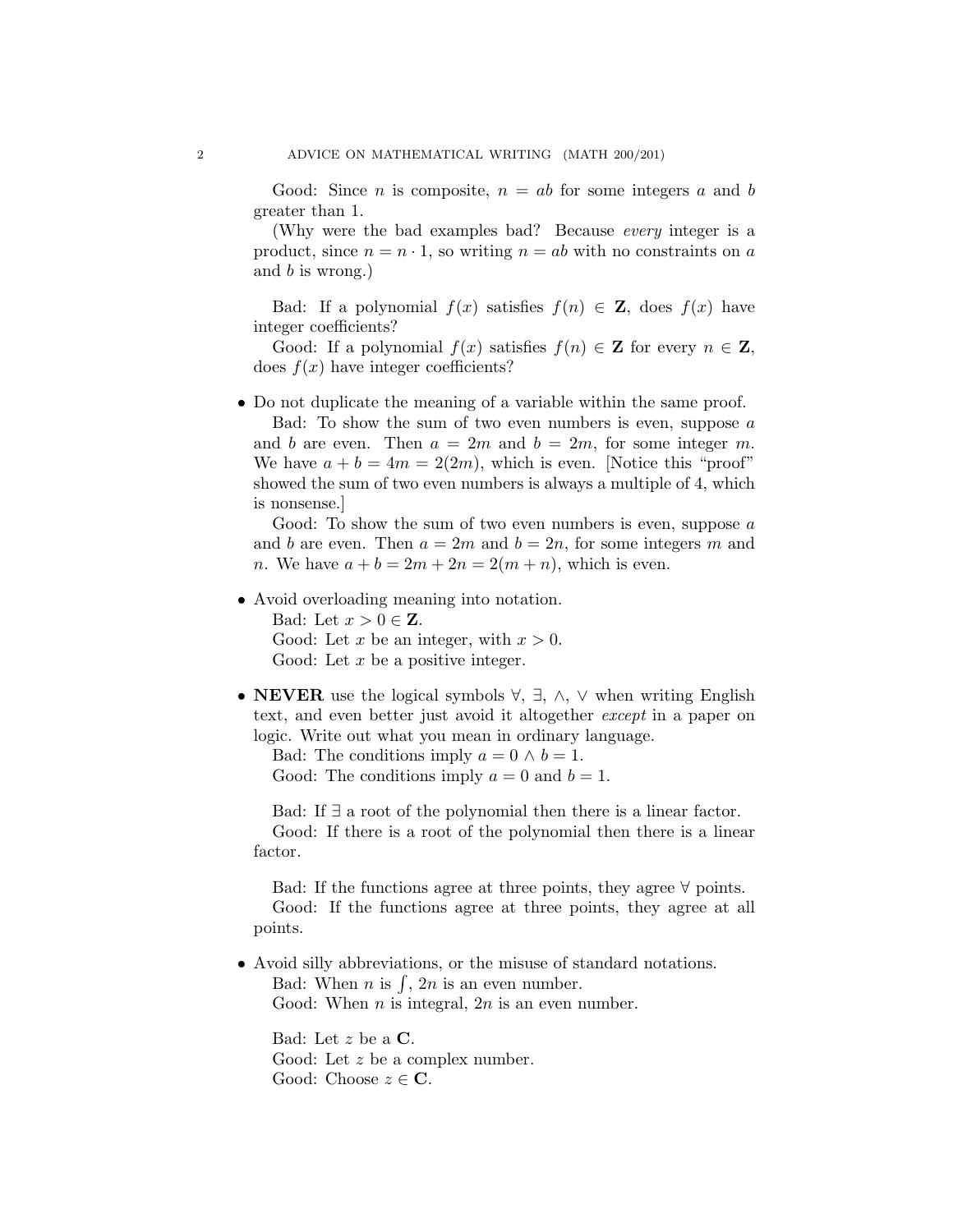Good: Since $n$ is composite, $n = ab$ for some integers $a$ and $b$ greater than 1.

(Why were the bad examples bad? Because *every* integer is a product, since $n = n \cdot 1$, so writing $n = ab$ with no constraints on $a$ and $b$ is wrong.)

Bad: If a polynomial $f(x)$ satisfies $f(n) \in \mathbf{Z}$, does $f(x)$ have integer coefficients?

Good: If a polynomial $f(x)$ satisfies $f(n) \in \mathbf{Z}$ for every $n \in \mathbf{Z}$, does $f(x)$ have integer coefficients?

- Do not duplicate the meaning of a variable within the same proof.

  Bad: To show the sum of two even numbers is even, suppose $a$ and $b$ are even. Then $a = 2m$ and $b = 2m$, for some integer $m$. We have $a + b = 4m = 2(2m)$, which is even. [Notice this "proof" showed the sum of two even numbers is always a multiple of 4, which is nonsense.]

  Good: To show the sum of two even numbers is even, suppose $a$ and $b$ are even. Then $a = 2m$ and $b = 2n$, for some integers $m$ and $n$. We have $a + b = 2m + 2n = 2(m + n)$, which is even.

- Avoid overloading meaning into notation.

  Bad: Let $x > 0 \in \mathbf{Z}$.

  Good: Let $x$ be an integer, with $x > 0$.

  Good: Let $x$ be a positive integer.

- **NEVER** use the logical symbols $\forall$, $\exists$, $\wedge$, $\vee$ when writing English text, and even better just avoid it altogether *except* in a paper on logic. Write out what you mean in ordinary language.

  Bad: The conditions imply $a = 0 \wedge b = 1$.

  Good: The conditions imply $a = 0$ and $b = 1$.

  Bad: If $\exists$ a root of the polynomial then there is a linear factor.

  Good: If there is a root of the polynomial then there is a linear factor.

  Bad: If the functions agree at three points, they agree $\forall$ points.

  Good: If the functions agree at three points, they agree at all points.

- Avoid silly abbreviations, or the misuse of standard notations.

  Bad: When $n$ is $\int$, $2n$ is an even number.

  Good: When $n$ is integral, $2n$ is an even number.

  Bad: Let $z$ be a $\mathbf{C}$.

  Good: Let $z$ be a complex number.

  Good: Choose $z \in \mathbf{C}$.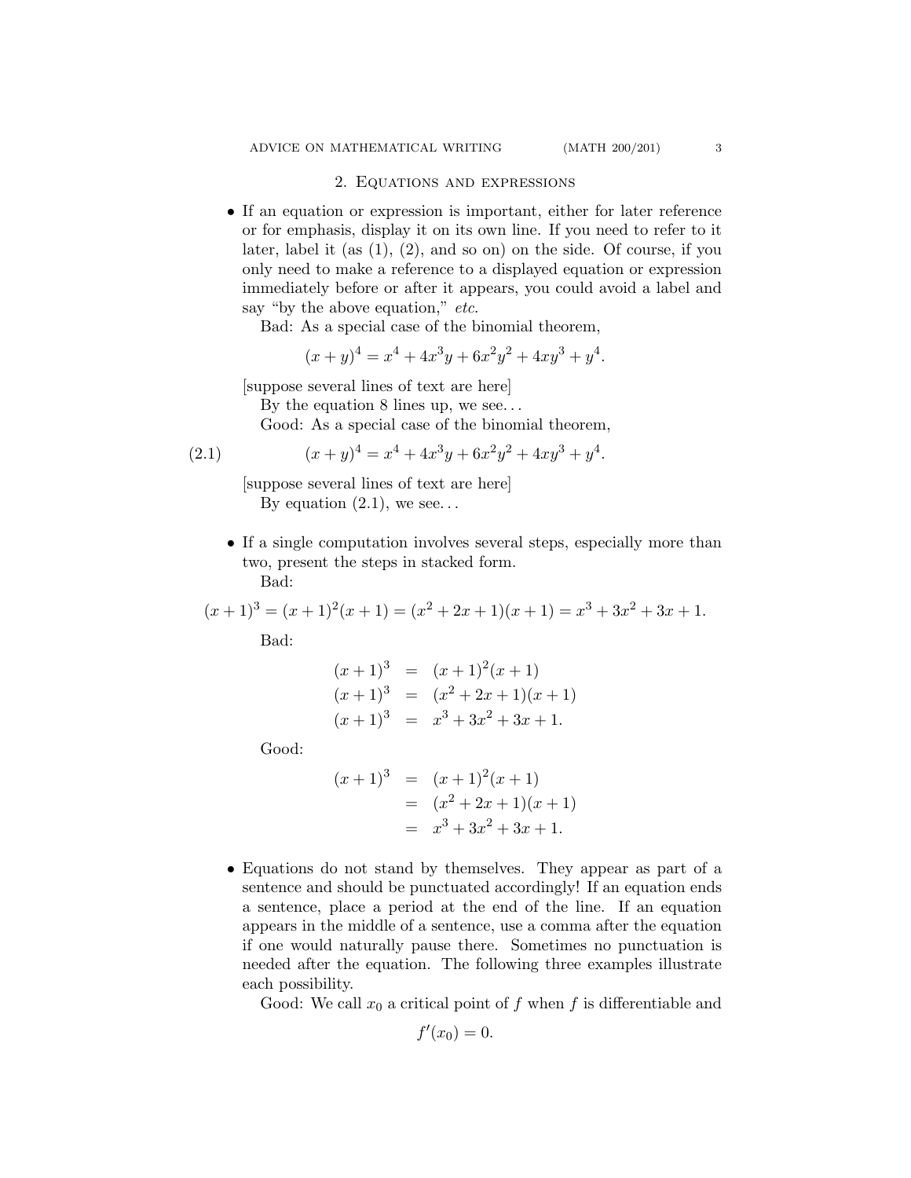## 2. Equations and expressions

- If an equation or expression is important, either for later reference or for emphasis, display it on its own line. If you need to refer to it later, label it (as (1), (2), and so on) on the side. Of course, if you only need to make a reference to a displayed equation or expression immediately before or after it appears, you could avoid a label and say "by the above equation," *etc*.

  Bad: As a special case of the binomial theorem,

  $$(x+y)^4 = x^4 + 4x^3y + 6x^2y^2 + 4xy^3 + y^4.$$

  [suppose several lines of text are here]

  By the equation 8 lines up, we see…

  Good: As a special case of the binomial theorem,

  $$(x+y)^4 = x^4 + 4x^3y + 6x^2y^2 + 4xy^3 + y^4. \tag{2.1}$$

  [suppose several lines of text are here]

  By equation (2.1), we see…

- If a single computation involves several steps, especially more than two, present the steps in stacked form.

  Bad:

  $$(x+1)^3 = (x+1)^2(x+1) = (x^2+2x+1)(x+1) = x^3+3x^2+3x+1.$$

  Bad:

  $$\begin{aligned}
  (x+1)^3 &= (x+1)^2(x+1) \\
  (x+1)^3 &= (x^2+2x+1)(x+1) \\
  (x+1)^3 &= x^3+3x^2+3x+1.
  \end{aligned}$$

  Good:

  $$\begin{aligned}
  (x+1)^3 &= (x+1)^2(x+1) \\
  &= (x^2+2x+1)(x+1) \\
  &= x^3+3x^2+3x+1.
  \end{aligned}$$

- Equations do not stand by themselves. They appear as part of a sentence and should be punctuated accordingly! If an equation ends a sentence, place a period at the end of the line. If an equation appears in the middle of a sentence, use a comma after the equation if one would naturally pause there. Sometimes no punctuation is needed after the equation. The following three examples illustrate each possibility.

  Good: We call $x_0$ a critical point of $f$ when $f$ is differentiable and

  $$f'(x_0) = 0.$$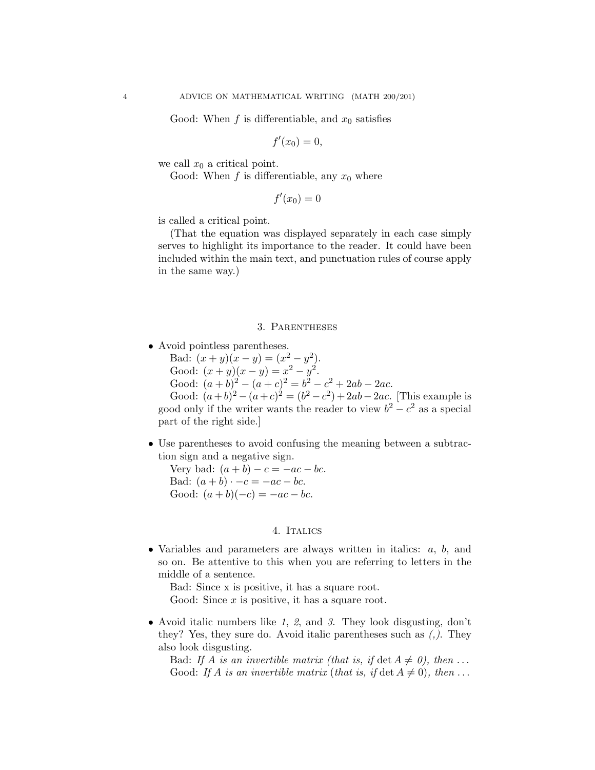Good: When $f$ is differentiable, and $x_0$ satisfies

$$f'(x_0) = 0,$$

we call $x_0$ a critical point.

Good: When $f$ is differentiable, any $x_0$ where

$$f'(x_0) = 0$$

is called a critical point.

(That the equation was displayed separately in each case simply serves to highlight its importance to the reader. It could have been included within the main text, and punctuation rules of course apply in the same way.)

## 3. Parentheses

- Avoid pointless parentheses.
  Bad: $(x + y)(x - y) = (x^2 - y^2)$.
  Good: $(x + y)(x - y) = x^2 - y^2$.
  Good: $(a + b)^2 - (a + c)^2 = b^2 - c^2 + 2ab - 2ac$.
  Good: $(a+b)^2 - (a+c)^2 = (b^2 - c^2) + 2ab - 2ac$. [This example is good only if the writer wants the reader to view $b^2 - c^2$ as a special part of the right side.]

- Use parentheses to avoid confusing the meaning between a subtraction sign and a negative sign.
  Very bad: $(a + b) - c = -ac - bc$.
  Bad: $(a + b) \cdot -c = -ac - bc$.
  Good: $(a + b)(-c) = -ac - bc$.

## 4. Italics

- Variables and parameters are always written in italics: $a$, $b$, and so on. Be attentive to this when you are referring to letters in the middle of a sentence.
  Bad: Since x is positive, it has a square root.
  Good: Since $x$ is positive, it has a square root.

- Avoid italic numbers like *1*, *2*, and *3*. They look disgusting, don't they? Yes, they sure do. Avoid italic parentheses such as *(,)*. They also look disgusting.
  Bad: *If $A$ is an invertible matrix (that is, if* $\det A \neq$ *0), then* ...
  Good: *If $A$ is an invertible matrix* (*that is, if* $\det A \neq 0$), *then* ...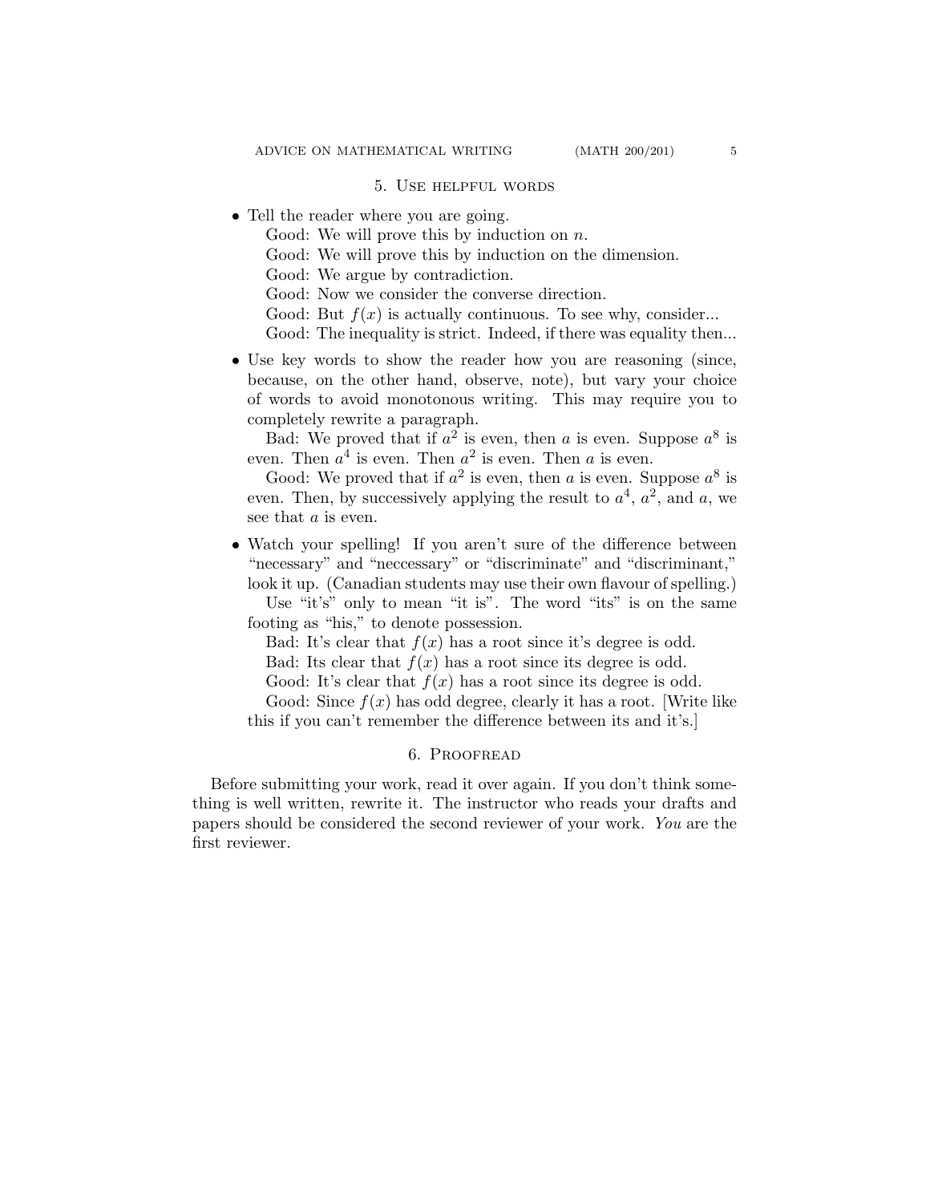## 5. Use helpful words

- Tell the reader where you are going.

  Good: We will prove this by induction on $n$.

  Good: We will prove this by induction on the dimension.

  Good: We argue by contradiction.

  Good: Now we consider the converse direction.

  Good: But $f(x)$ is actually continuous. To see why, consider...

  Good: The inequality is strict. Indeed, if there was equality then...

- Use key words to show the reader how you are reasoning (since, because, on the other hand, observe, note), but vary your choice of words to avoid monotonous writing. This may require you to completely rewrite a paragraph.

  Bad: We proved that if $a^2$ is even, then $a$ is even. Suppose $a^8$ is even. Then $a^4$ is even. Then $a^2$ is even. Then $a$ is even.

  Good: We proved that if $a^2$ is even, then $a$ is even. Suppose $a^8$ is even. Then, by successively applying the result to $a^4$, $a^2$, and $a$, we see that $a$ is even.

- Watch your spelling! If you aren't sure of the difference between "necessary" and "neccessary" or "discriminate" and "discriminant," look it up. (Canadian students may use their own flavour of spelling.)

  Use "it's" only to mean "it is". The word "its" is on the same footing as "his," to denote possession.

  Bad: It's clear that $f(x)$ has a root since it's degree is odd.

  Bad: Its clear that $f(x)$ has a root since its degree is odd.

  Good: It's clear that $f(x)$ has a root since its degree is odd.

  Good: Since $f(x)$ has odd degree, clearly it has a root. [Write like this if you can't remember the difference between its and it's.]

## 6. Proofread

Before submitting your work, read it over again. If you don't think something is well written, rewrite it. The instructor who reads your drafts and papers should be considered the second reviewer of your work. *You* are the first reviewer.